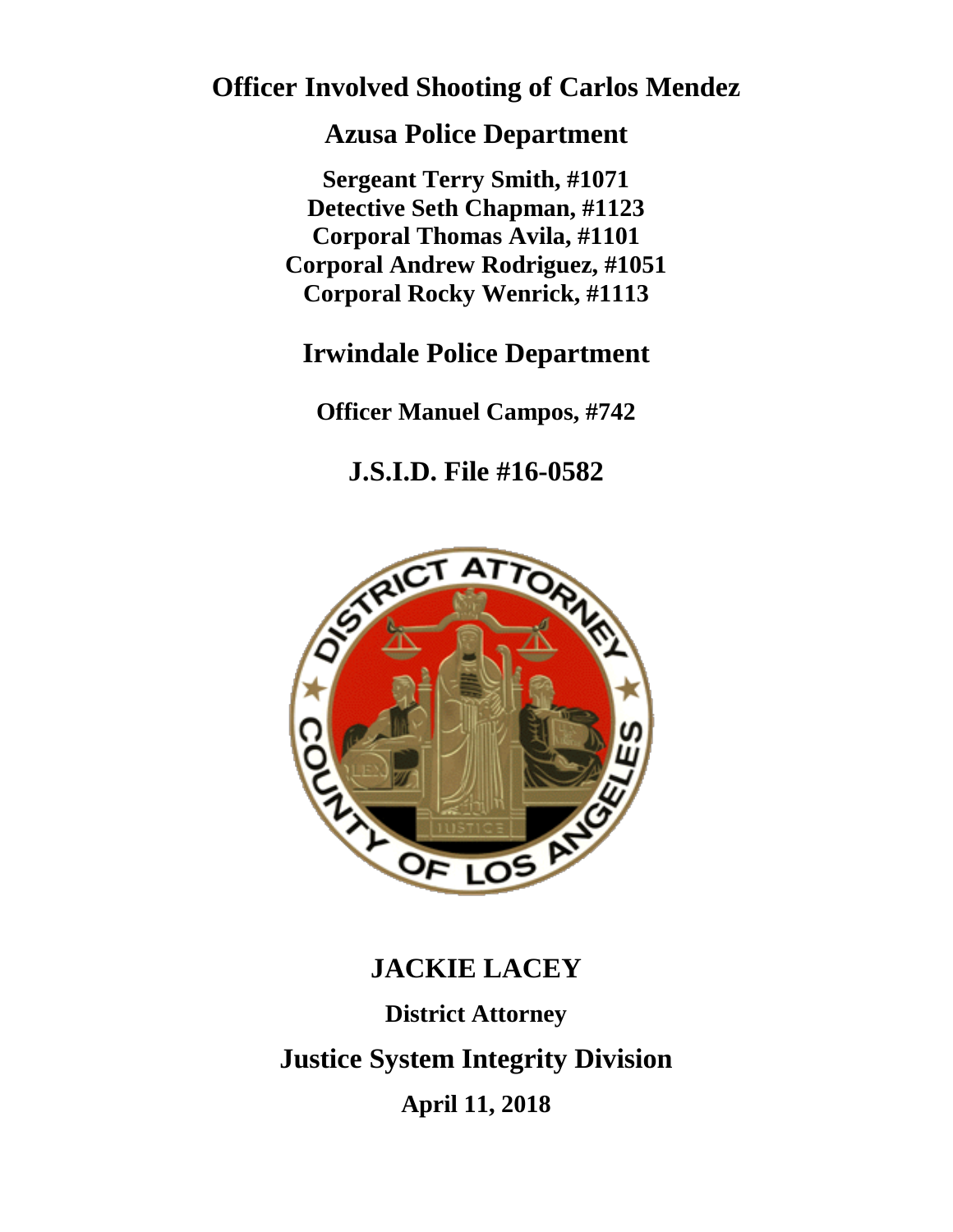# Officer Involved Shooting of Carlos Mendez

## Azusa Police Department

**Sergeant Terry Smith, #1071**
**Detective Seth Chapman, #1123**
**Corporal Thomas Avila, #1101**
**Corporal Andrew Rodriguez, #1051**
**Corporal Rocky Wenrick, #1113**

## Irwindale Police Department

**Officer Manuel Campos, #742**

## J.S.I.D. File #16-0582

## JACKIE LACEY

**District Attorney**

## Justice System Integrity Division

**April 11, 2018**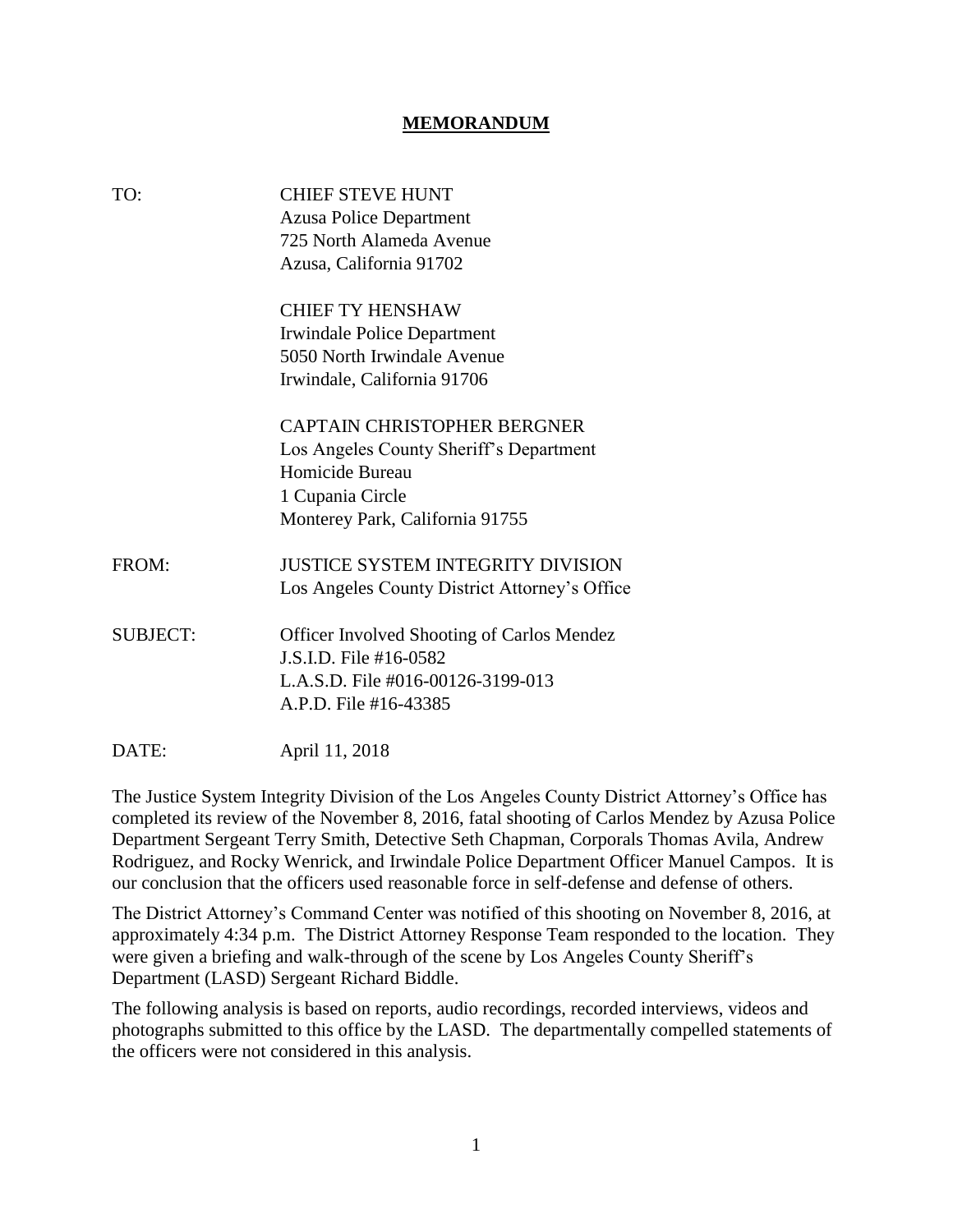# **MEMORANDUM**

TO: CHIEF STEVE HUNT
Azusa Police Department
725 North Alameda Avenue
Azusa, California 91702

CHIEF TY HENSHAW
Irwindale Police Department
5050 North Irwindale Avenue
Irwindale, California 91706

CAPTAIN CHRISTOPHER BERGNER
Los Angeles County Sheriff's Department
Homicide Bureau
1 Cupania Circle
Monterey Park, California 91755

FROM: JUSTICE SYSTEM INTEGRITY DIVISION
Los Angeles County District Attorney's Office

SUBJECT: Officer Involved Shooting of Carlos Mendez
J.S.I.D. File #16-0582
L.A.S.D. File #016-00126-3199-013
A.P.D. File #16-43385

DATE: April 11, 2018

The Justice System Integrity Division of the Los Angeles County District Attorney's Office has completed its review of the November 8, 2016, fatal shooting of Carlos Mendez by Azusa Police Department Sergeant Terry Smith, Detective Seth Chapman, Corporals Thomas Avila, Andrew Rodriguez, and Rocky Wenrick, and Irwindale Police Department Officer Manuel Campos. It is our conclusion that the officers used reasonable force in self-defense and defense of others.

The District Attorney's Command Center was notified of this shooting on November 8, 2016, at approximately 4:34 p.m. The District Attorney Response Team responded to the location. They were given a briefing and walk-through of the scene by Los Angeles County Sheriff's Department (LASD) Sergeant Richard Biddle.

The following analysis is based on reports, audio recordings, recorded interviews, videos and photographs submitted to this office by the LASD. The departmentally compelled statements of the officers were not considered in this analysis.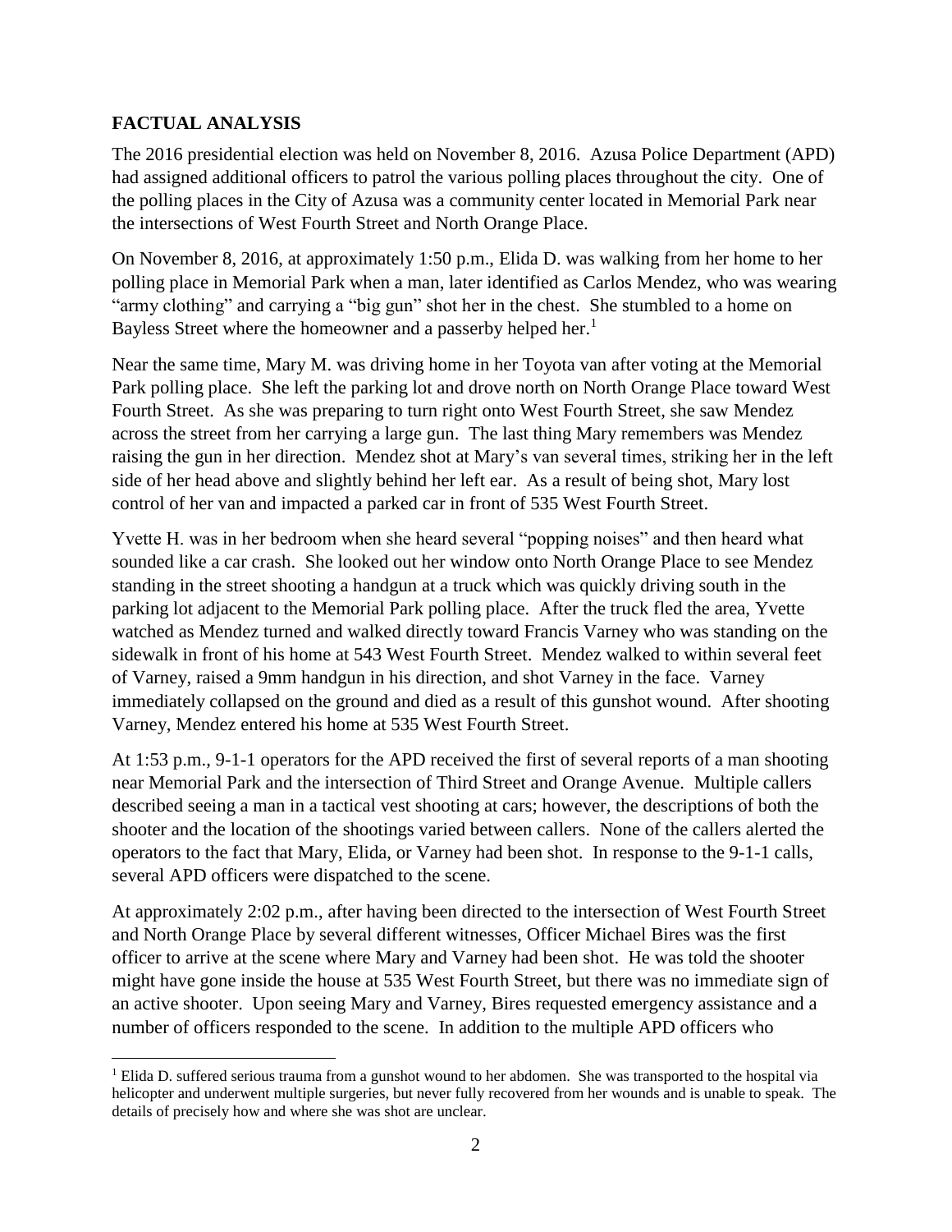## FACTUAL ANALYSIS

The 2016 presidential election was held on November 8, 2016. Azusa Police Department (APD) had assigned additional officers to patrol the various polling places throughout the city. One of the polling places in the City of Azusa was a community center located in Memorial Park near the intersections of West Fourth Street and North Orange Place.

On November 8, 2016, at approximately 1:50 p.m., Elida D. was walking from her home to her polling place in Memorial Park when a man, later identified as Carlos Mendez, who was wearing "army clothing" and carrying a "big gun" shot her in the chest. She stumbled to a home on Bayless Street where the homeowner and a passerby helped her.[1]

Near the same time, Mary M. was driving home in her Toyota van after voting at the Memorial Park polling place. She left the parking lot and drove north on North Orange Place toward West Fourth Street. As she was preparing to turn right onto West Fourth Street, she saw Mendez across the street from her carrying a large gun. The last thing Mary remembers was Mendez raising the gun in her direction. Mendez shot at Mary's van several times, striking her in the left side of her head above and slightly behind her left ear. As a result of being shot, Mary lost control of her van and impacted a parked car in front of 535 West Fourth Street.

Yvette H. was in her bedroom when she heard several "popping noises" and then heard what sounded like a car crash. She looked out her window onto North Orange Place to see Mendez standing in the street shooting a handgun at a truck which was quickly driving south in the parking lot adjacent to the Memorial Park polling place. After the truck fled the area, Yvette watched as Mendez turned and walked directly toward Francis Varney who was standing on the sidewalk in front of his home at 543 West Fourth Street. Mendez walked to within several feet of Varney, raised a 9mm handgun in his direction, and shot Varney in the face. Varney immediately collapsed on the ground and died as a result of this gunshot wound. After shooting Varney, Mendez entered his home at 535 West Fourth Street.

At 1:53 p.m., 9-1-1 operators for the APD received the first of several reports of a man shooting near Memorial Park and the intersection of Third Street and Orange Avenue. Multiple callers described seeing a man in a tactical vest shooting at cars; however, the descriptions of both the shooter and the location of the shootings varied between callers. None of the callers alerted the operators to the fact that Mary, Elida, or Varney had been shot. In response to the 9-1-1 calls, several APD officers were dispatched to the scene.

At approximately 2:02 p.m., after having been directed to the intersection of West Fourth Street and North Orange Place by several different witnesses, Officer Michael Bires was the first officer to arrive at the scene where Mary and Varney had been shot. He was told the shooter might have gone inside the house at 535 West Fourth Street, but there was no immediate sign of an active shooter. Upon seeing Mary and Varney, Bires requested emergency assistance and a number of officers responded to the scene. In addition to the multiple APD officers who

[1] Elida D. suffered serious trauma from a gunshot wound to her abdomen. She was transported to the hospital via helicopter and underwent multiple surgeries, but never fully recovered from her wounds and is unable to speak. The details of precisely how and where she was shot are unclear.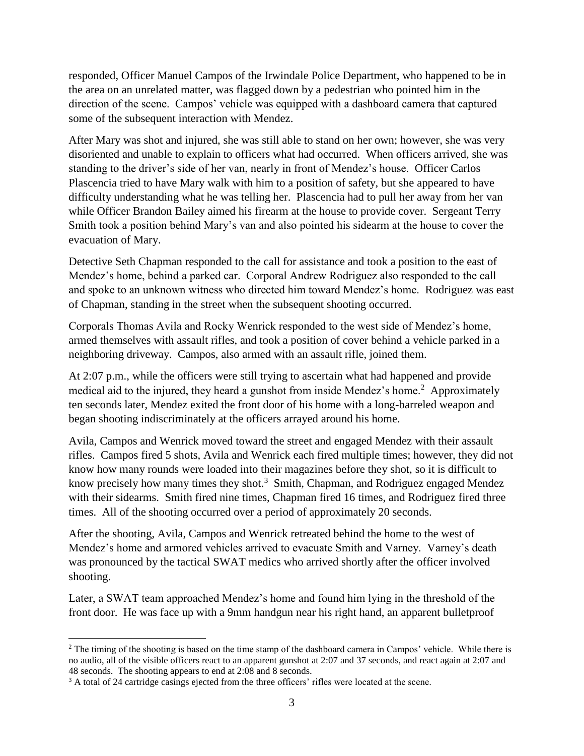responded, Officer Manuel Campos of the Irwindale Police Department, who happened to be in the area on an unrelated matter, was flagged down by a pedestrian who pointed him in the direction of the scene. Campos' vehicle was equipped with a dashboard camera that captured some of the subsequent interaction with Mendez.

After Mary was shot and injured, she was still able to stand on her own; however, she was very disoriented and unable to explain to officers what had occurred. When officers arrived, she was standing to the driver's side of her van, nearly in front of Mendez's house. Officer Carlos Plascencia tried to have Mary walk with him to a position of safety, but she appeared to have difficulty understanding what he was telling her. Plascencia had to pull her away from her van while Officer Brandon Bailey aimed his firearm at the house to provide cover. Sergeant Terry Smith took a position behind Mary's van and also pointed his sidearm at the house to cover the evacuation of Mary.

Detective Seth Chapman responded to the call for assistance and took a position to the east of Mendez's home, behind a parked car. Corporal Andrew Rodriguez also responded to the call and spoke to an unknown witness who directed him toward Mendez's home. Rodriguez was east of Chapman, standing in the street when the subsequent shooting occurred.

Corporals Thomas Avila and Rocky Wenrick responded to the west side of Mendez's home, armed themselves with assault rifles, and took a position of cover behind a vehicle parked in a neighboring driveway. Campos, also armed with an assault rifle, joined them.

At 2:07 p.m., while the officers were still trying to ascertain what had happened and provide medical aid to the injured, they heard a gunshot from inside Mendez's home.[2] Approximately ten seconds later, Mendez exited the front door of his home with a long-barreled weapon and began shooting indiscriminately at the officers arrayed around his home.

Avila, Campos and Wenrick moved toward the street and engaged Mendez with their assault rifles. Campos fired 5 shots, Avila and Wenrick each fired multiple times; however, they did not know how many rounds were loaded into their magazines before they shot, so it is difficult to know precisely how many times they shot.[3] Smith, Chapman, and Rodriguez engaged Mendez with their sidearms. Smith fired nine times, Chapman fired 16 times, and Rodriguez fired three times. All of the shooting occurred over a period of approximately 20 seconds.

After the shooting, Avila, Campos and Wenrick retreated behind the home to the west of Mendez's home and armored vehicles arrived to evacuate Smith and Varney. Varney's death was pronounced by the tactical SWAT medics who arrived shortly after the officer involved shooting.

Later, a SWAT team approached Mendez's home and found him lying in the threshold of the front door. He was face up with a 9mm handgun near his right hand, an apparent bulletproof

---

[2] The timing of the shooting is based on the time stamp of the dashboard camera in Campos' vehicle. While there is no audio, all of the visible officers react to an apparent gunshot at 2:07 and 37 seconds, and react again at 2:07 and 48 seconds. The shooting appears to end at 2:08 and 8 seconds.

[3] A total of 24 cartridge casings ejected from the three officers' rifles were located at the scene.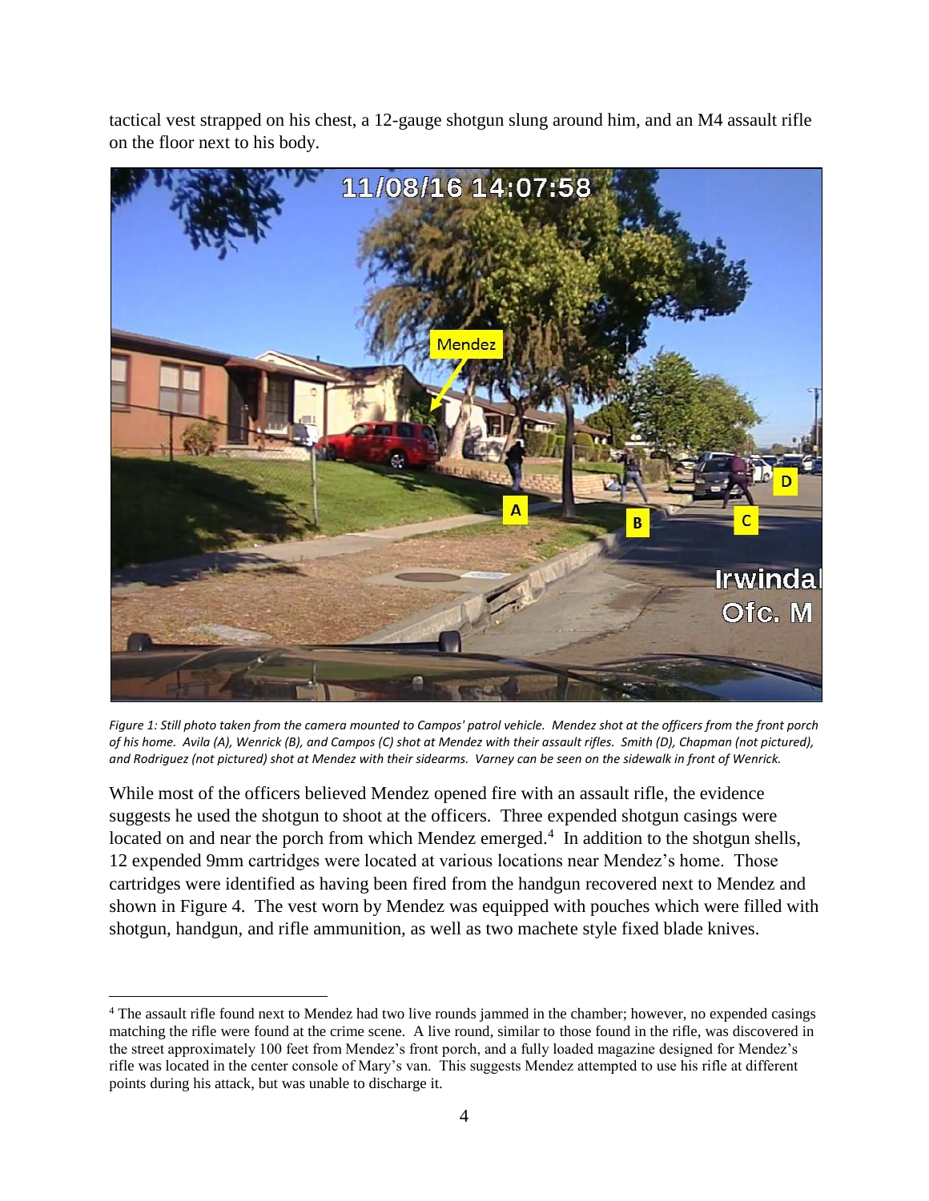tactical vest strapped on his chest, a 12-gauge shotgun slung around him, and an M4 assault rifle on the floor next to his body.

*Figure 1: Still photo taken from the camera mounted to Campos' patrol vehicle. Mendez shot at the officers from the front porch of his home. Avila (A), Wenrick (B), and Campos (C) shot at Mendez with their assault rifles. Smith (D), Chapman (not pictured), and Rodriguez (not pictured) shot at Mendez with their sidearms. Varney can be seen on the sidewalk in front of Wenrick.*

While most of the officers believed Mendez opened fire with an assault rifle, the evidence suggests he used the shotgun to shoot at the officers. Three expended shotgun casings were located on and near the porch from which Mendez emerged.[4] In addition to the shotgun shells, 12 expended 9mm cartridges were located at various locations near Mendez's home. Those cartridges were identified as having been fired from the handgun recovered next to Mendez and shown in Figure 4. The vest worn by Mendez was equipped with pouches which were filled with shotgun, handgun, and rifle ammunition, as well as two machete style fixed blade knives.

[4] The assault rifle found next to Mendez had two live rounds jammed in the chamber; however, no expended casings matching the rifle were found at the crime scene. A live round, similar to those found in the rifle, was discovered in the street approximately 100 feet from Mendez's front porch, and a fully loaded magazine designed for Mendez's rifle was located in the center console of Mary's van. This suggests Mendez attempted to use his rifle at different points during his attack, but was unable to discharge it.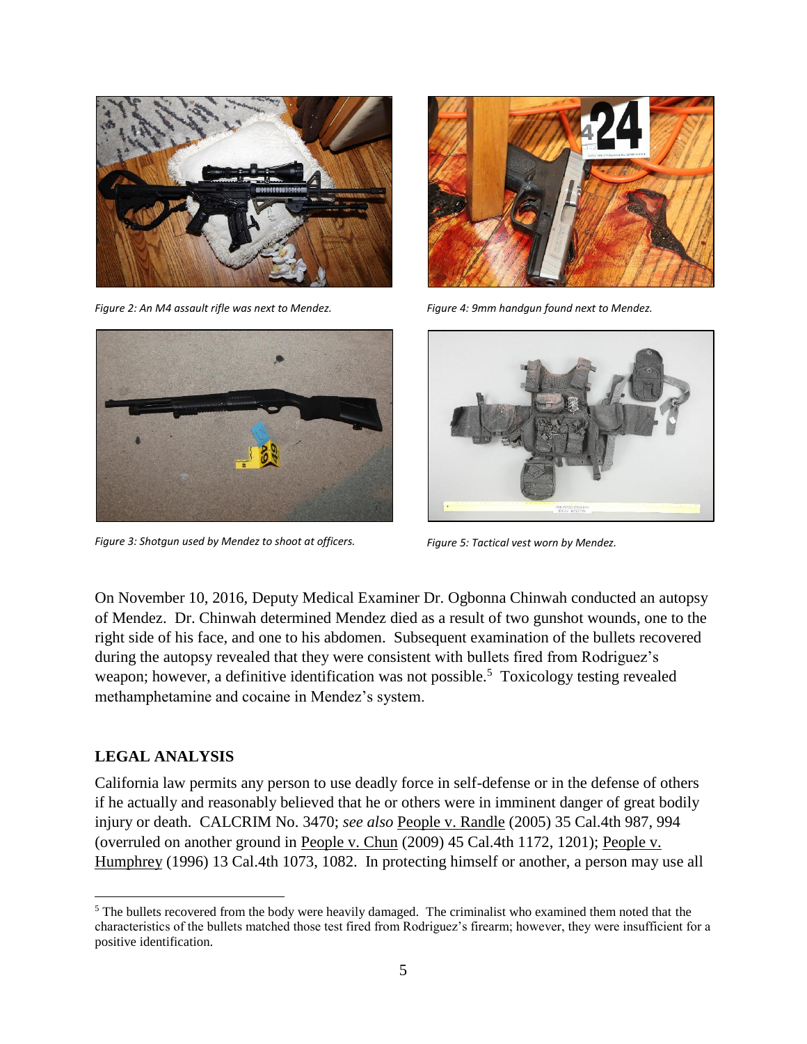*Figure 2: An M4 assault rifle was next to Mendez.*

*Figure 4: 9mm handgun found next to Mendez.*

*Figure 3: Shotgun used by Mendez to shoot at officers.*

*Figure 5: Tactical vest worn by Mendez.*

On November 10, 2016, Deputy Medical Examiner Dr. Ogbonna Chinwah conducted an autopsy of Mendez. Dr. Chinwah determined Mendez died as a result of two gunshot wounds, one to the right side of his face, and one to his abdomen. Subsequent examination of the bullets recovered during the autopsy revealed that they were consistent with bullets fired from Rodriguez's weapon; however, a definitive identification was not possible.[5] Toxicology testing revealed methamphetamine and cocaine in Mendez's system.

## LEGAL ANALYSIS

California law permits any person to use deadly force in self-defense or in the defense of others if he actually and reasonably believed that he or others were in imminent danger of great bodily injury or death. CALCRIM No. 3470; *see also* People v. Randle (2005) 35 Cal.4th 987, 994 (overruled on another ground in People v. Chun (2009) 45 Cal.4th 1172, 1201); People v. Humphrey (1996) 13 Cal.4th 1073, 1082. In protecting himself or another, a person may use all

[5] The bullets recovered from the body were heavily damaged. The criminalist who examined them noted that the characteristics of the bullets matched those test fired from Rodriguez's firearm; however, they were insufficient for a positive identification.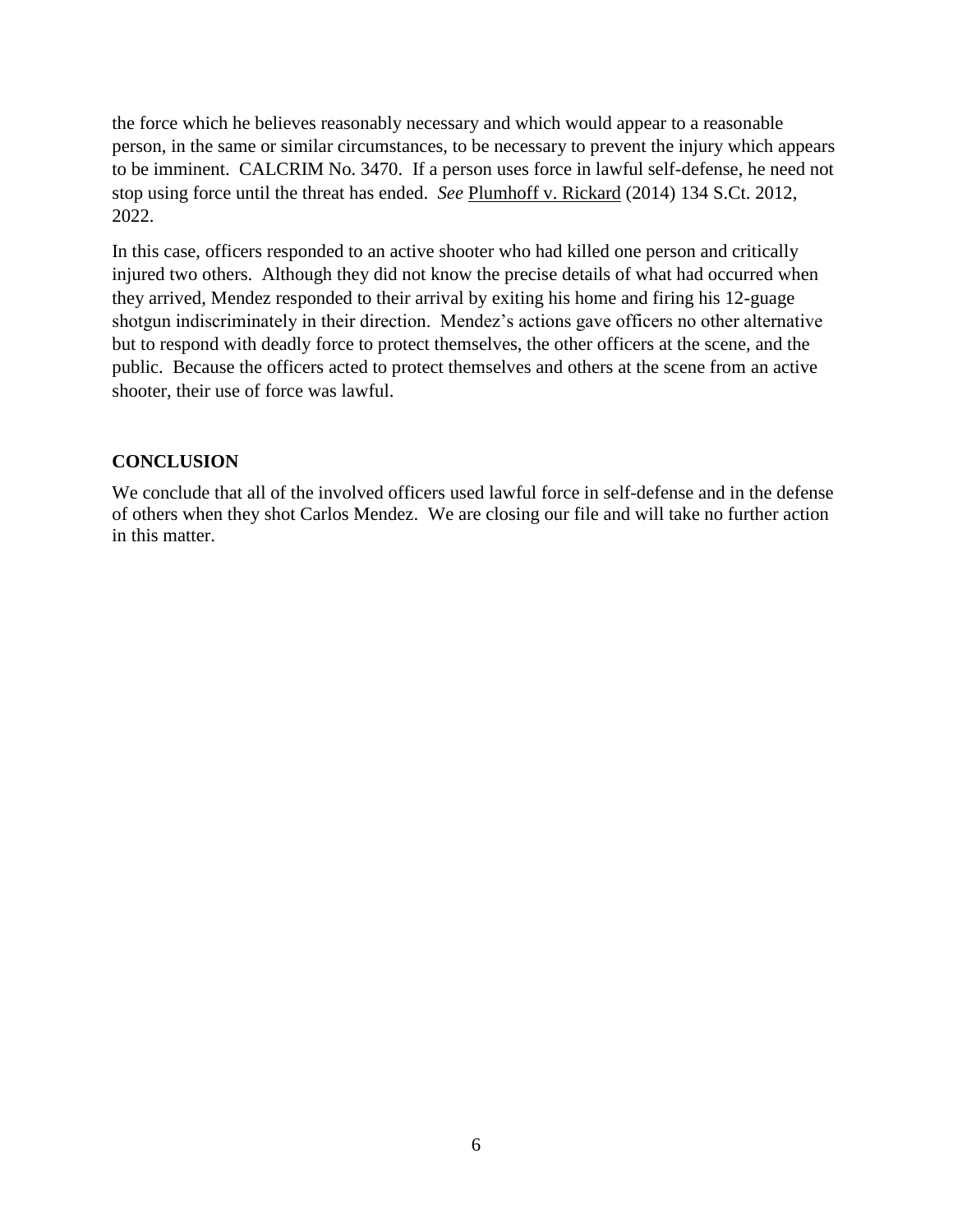the force which he believes reasonably necessary and which would appear to a reasonable person, in the same or similar circumstances, to be necessary to prevent the injury which appears to be imminent. CALCRIM No. 3470. If a person uses force in lawful self-defense, he need not stop using force until the threat has ended. *See* Plumhoff v. Rickard (2014) 134 S.Ct. 2012, 2022.

In this case, officers responded to an active shooter who had killed one person and critically injured two others. Although they did not know the precise details of what had occurred when they arrived, Mendez responded to their arrival by exiting his home and firing his 12-guage shotgun indiscriminately in their direction. Mendez's actions gave officers no other alternative but to respond with deadly force to protect themselves, the other officers at the scene, and the public. Because the officers acted to protect themselves and others at the scene from an active shooter, their use of force was lawful.

## CONCLUSION

We conclude that all of the involved officers used lawful force in self-defense and in the defense of others when they shot Carlos Mendez. We are closing our file and will take no further action in this matter.